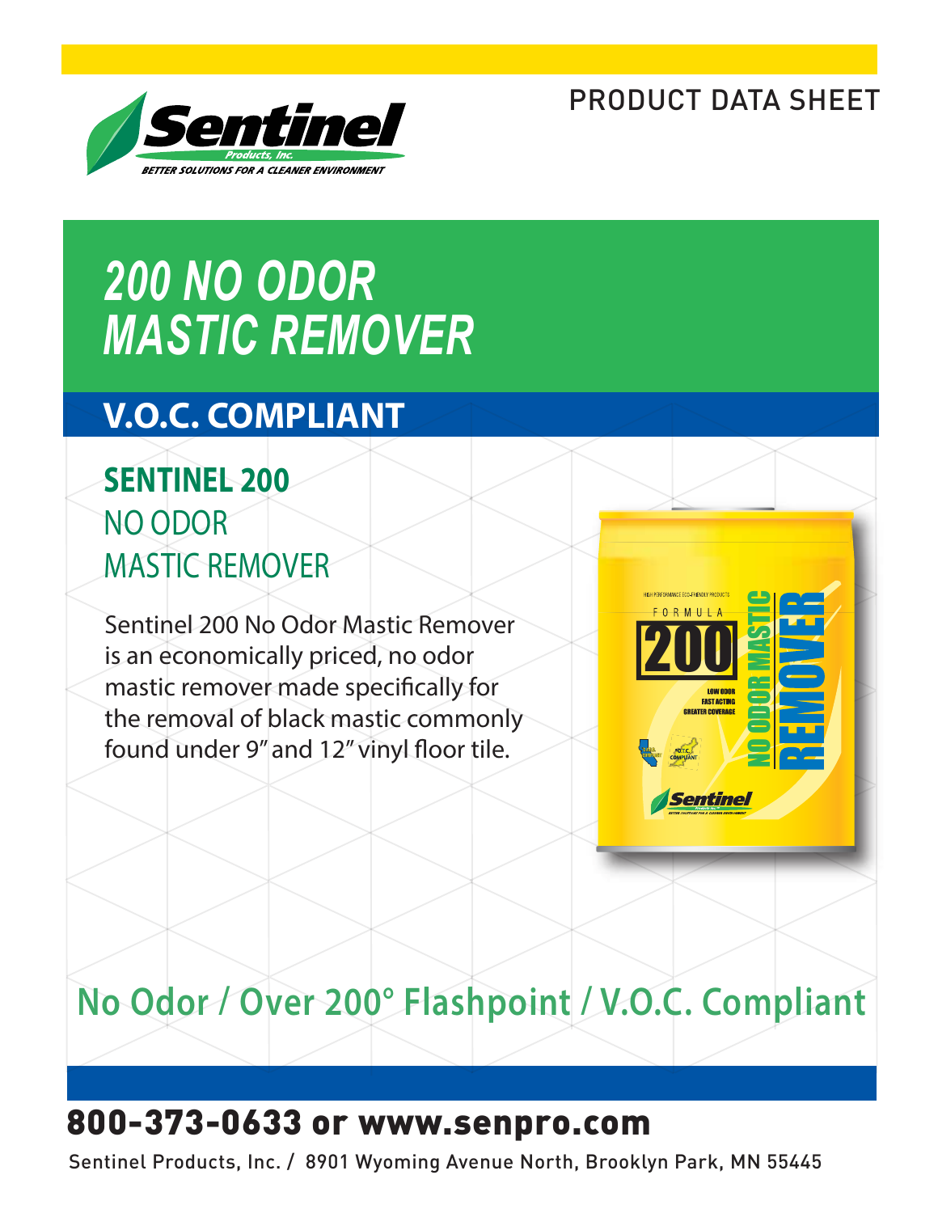PRODUCT DATA SHEET

Sentinel Products, Inc.

BETTER SOLUTIONS FOR A CLEANER ENVIRONMENT

# 200 NO ODOR MASTIC REMOVER

## V.O.C. COMPLIANT

### SENTINEL 200 NO ODOR MASTIC REMOVER

Sentinel 200 No Odor Mastic Remover is an economically priced, no odor mastic remover made specifically for the removal of black mastic commonly found under 9" and 12" vinyl floor tile.

## No Odor / Over 200° Flashpoint / V.O.C. Compliant

**800-373-0633 or www.senpro.com**

Sentinel Products, Inc. / 8901 Wyoming Avenue North, Brooklyn Park, MN 55445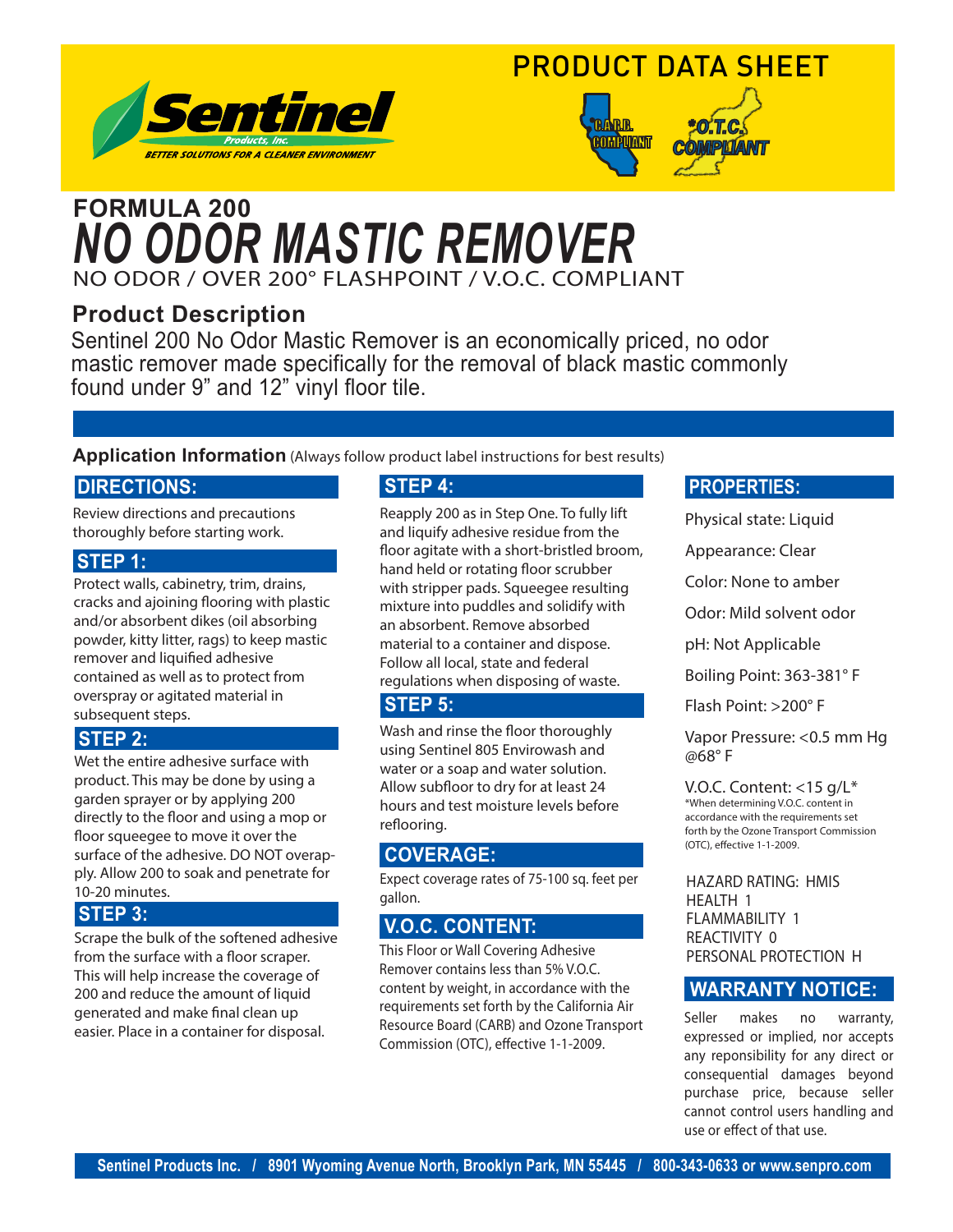# PRODUCT DATA SHEET

**Sentinel** Products, Inc.
BETTER SOLUTIONS FOR A CLEANER ENVIRONMENT

C.A.R.B. COMPLIANT

*O.T.C. COMPLIANT

## FORMULA 200
# *NO ODOR MASTIC REMOVER*

NO ODOR / OVER 200° FLASHPOINT / V.O.C. COMPLIANT

## Product Description

Sentinel 200 No Odor Mastic Remover is an economically priced, no odor mastic remover made specifically for the removal of black mastic commonly found under 9” and 12” vinyl floor tile.

### Application Information (Always follow product label instructions for best results)

### DIRECTIONS:

Review directions and precautions thoroughly before starting work.

### STEP 1:

Protect walls, cabinetry, trim, drains, cracks and ajoining flooring with plastic and/or absorbent dikes (oil absorbing powder, kitty litter, rags) to keep mastic remover and liquified adhesive contained as well as to protect from overspray or agitated material in subsequent steps.

### STEP 2:

Wet the entire adhesive surface with product. This may be done by using a garden sprayer or by applying 200 directly to the floor and using a mop or floor squeegee to move it over the surface of the adhesive. DO NOT overapply. Allow 200 to soak and penetrate for 10-20 minutes.

### STEP 3:

Scrape the bulk of the softened adhesive from the surface with a floor scraper. This will help increase the coverage of 200 and reduce the amount of liquid generated and make final clean up easier. Place in a container for disposal.

### STEP 4:

Reapply 200 as in Step One. To fully lift and liquify adhesive residue from the floor agitate with a short-bristled broom, hand held or rotating floor scrubber with stripper pads. Squeegee resulting mixture into puddles and solidify with an absorbent. Remove absorbed material to a container and dispose. Follow all local, state and federal regulations when disposing of waste.

### STEP 5:

Wash and rinse the floor thoroughly using Sentinel 805 Envirowash and water or a soap and water solution. Allow subfloor to dry for at least 24 hours and test moisture levels before reflooring.

### COVERAGE:

Expect coverage rates of 75-100 sq. feet per gallon.

### V.O.C. CONTENT:

This Floor or Wall Covering Adhesive Remover contains less than 5% V.O.C. content by weight, in accordance with the requirements set forth by the California Air Resource Board (CARB) and Ozone Transport Commission (OTC), effective 1-1-2009.

### PROPERTIES:

Physical state: Liquid

Appearance: Clear

Color: None to amber

Odor: Mild solvent odor

pH: Not Applicable

Boiling Point: 363-381° F

Flash Point: >200° F

Vapor Pressure: <0.5 mm Hg @68° F

V.O.C. Content: <15 g/L*

*When determining V.O.C. content in accordance with the requirements set forth by the Ozone Transport Commission (OTC), effective 1-1-2009.

HAZARD RATING: HMIS
HEALTH 1
FLAMMABILITY 1
REACTIVITY 0
PERSONAL PROTECTION H

### WARRANTY NOTICE:

Seller makes no warranty, expressed or implied, nor accepts any reponsibility for any direct or consequential damages beyond purchase price, because seller cannot control users handling and use or effect of that use.

**Sentinel Products Inc. / 8901 Wyoming Avenue North, Brooklyn Park, MN 55445 / 800-343-0633 or www.senpro.com**